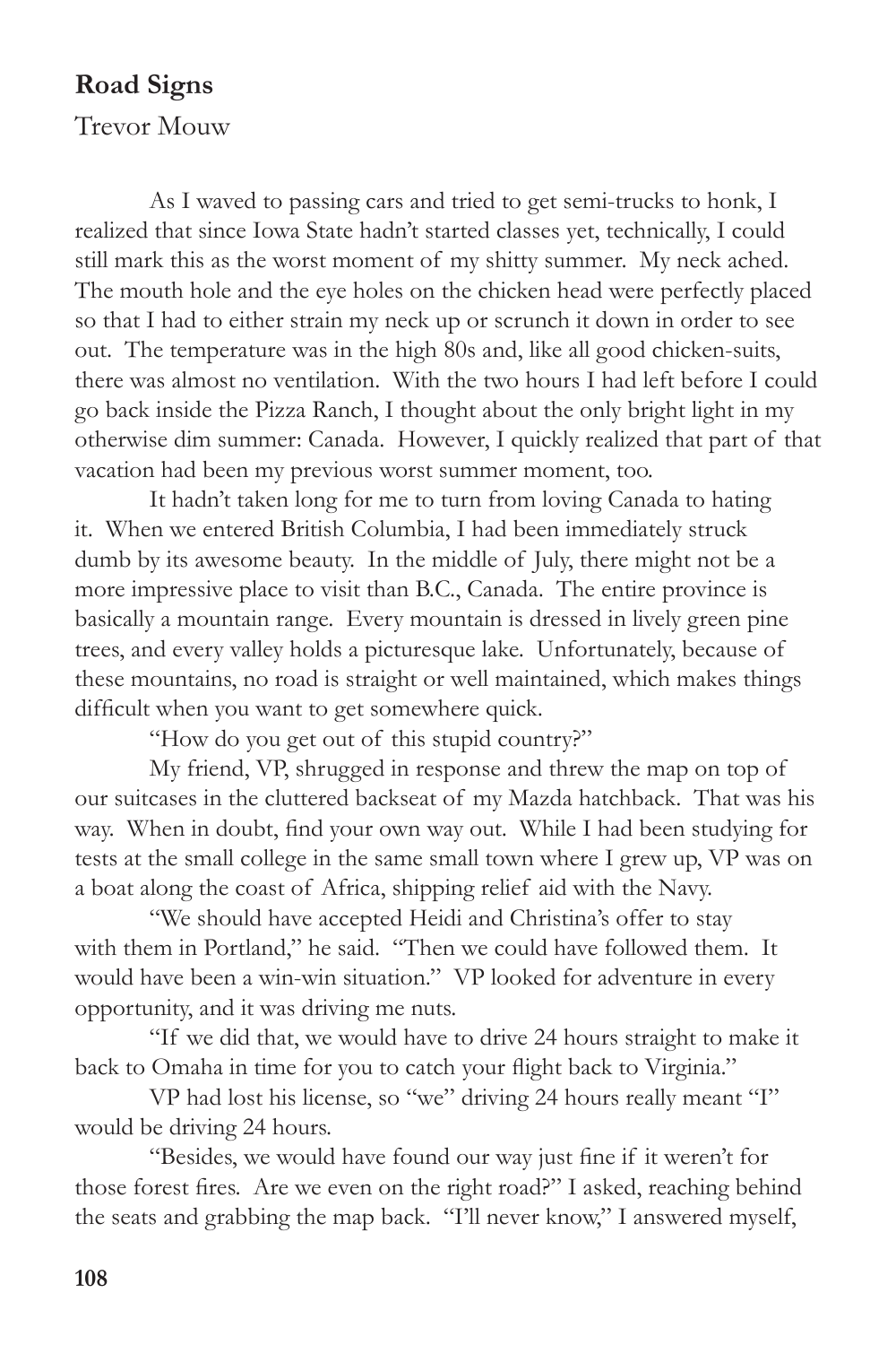## Road Signs

Trevor Mouw

As I waved to passing cars and tried to get semi-trucks to honk, I realized that since Iowa State hadn't started classes yet, technically, I could still mark this as the worst moment of my shitty summer. My neck ached. The mouth hole and the eye holes on the chicken head were perfectly placed so that I had to either strain my neck up or scrunch it down in order to see out. The temperature was in the high 80s and, like all good chicken-suits, there was almost no ventilation. With the two hours I had left before I could go back inside the Pizza Ranch, I thought about the only bright light in my otherwise dim summer: Canada. However, I quickly realized that part of that vacation had been my previous worst summer moment, too.

It hadn't taken long for me to turn from loving Canada to hating it. When we entered British Columbia, I had been immediately struck dumb by its awesome beauty. In the middle of July, there might not be a more impressive place to visit than B.C., Canada. The entire province is basically a mountain range. Every mountain is dressed in lively green pine trees, and every valley holds a picturesque lake. Unfortunately, because of these mountains, no road is straight or well maintained, which makes things difficult when you want to get somewhere quick.

"How do you get out of this stupid country?"

My friend, VP, shrugged in response and threw the map on top of our suitcases in the cluttered backseat of my Mazda hatchback. That was his way. When in doubt, find your own way out. While I had been studying for tests at the small college in the same small town where I grew up, VP was on a boat along the coast of Africa, shipping relief aid with the Navy.

"We should have accepted Heidi and Christina's offer to stay with them in Portland," he said. "Then we could have followed them. It would have been a win-win situation." VP looked for adventure in every opportunity, and it was driving me nuts.

"If we did that, we would have to drive 24 hours straight to make it back to Omaha in time for you to catch your flight back to Virginia."

VP had lost his license, so "we" driving 24 hours really meant "I" would be driving 24 hours.

"Besides, we would have found our way just fine if it weren't for those forest fires. Are we even on the right road?" I asked, reaching behind the seats and grabbing the map back. "I'll never know," I answered myself,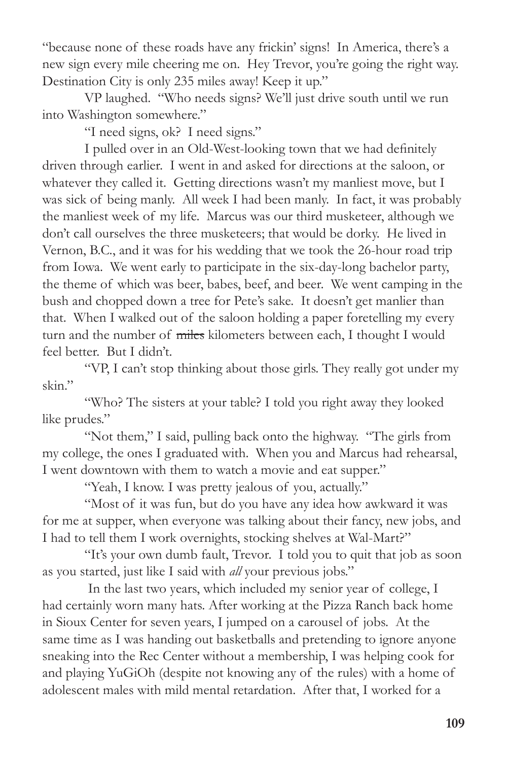"because none of these roads have any frickin' signs! In America, there's a new sign every mile cheering me on. Hey Trevor, you're going the right way. Destination City is only 235 miles away! Keep it up."

VP laughed. "Who needs signs? We'll just drive south until we run into Washington somewhere."

"I need signs, ok? I need signs."

I pulled over in an Old-West-looking town that we had definitely driven through earlier. I went in and asked for directions at the saloon, or whatever they called it. Getting directions wasn't my manliest move, but I was sick of being manly. All week I had been manly. In fact, it was probably the manliest week of my life. Marcus was our third musketeer, although we don't call ourselves the three musketeers; that would be dorky. He lived in Vernon, B.C., and it was for his wedding that we took the 26-hour road trip from Iowa. We went early to participate in the six-day-long bachelor party, the theme of which was beer, babes, beef, and beer. We went camping in the bush and chopped down a tree for Pete's sake. It doesn't get manlier than that. When I walked out of the saloon holding a paper foretelling my every turn and the number of ~~miles~~ kilometers between each, I thought I would feel better. But I didn't.

"VP, I can't stop thinking about those girls. They really got under my skin."

"Who? The sisters at your table? I told you right away they looked like prudes."

"Not them," I said, pulling back onto the highway. "The girls from my college, the ones I graduated with. When you and Marcus had rehearsal, I went downtown with them to watch a movie and eat supper."

"Yeah, I know. I was pretty jealous of you, actually."

"Most of it was fun, but do you have any idea how awkward it was for me at supper, when everyone was talking about their fancy, new jobs, and I had to tell them I work overnights, stocking shelves at Wal-Mart?"

"It's your own dumb fault, Trevor. I told you to quit that job as soon as you started, just like I said with *all* your previous jobs."

In the last two years, which included my senior year of college, I had certainly worn many hats. After working at the Pizza Ranch back home in Sioux Center for seven years, I jumped on a carousel of jobs. At the same time as I was handing out basketballs and pretending to ignore anyone sneaking into the Rec Center without a membership, I was helping cook for and playing YuGiOh (despite not knowing any of the rules) with a home of adolescent males with mild mental retardation. After that, I worked for a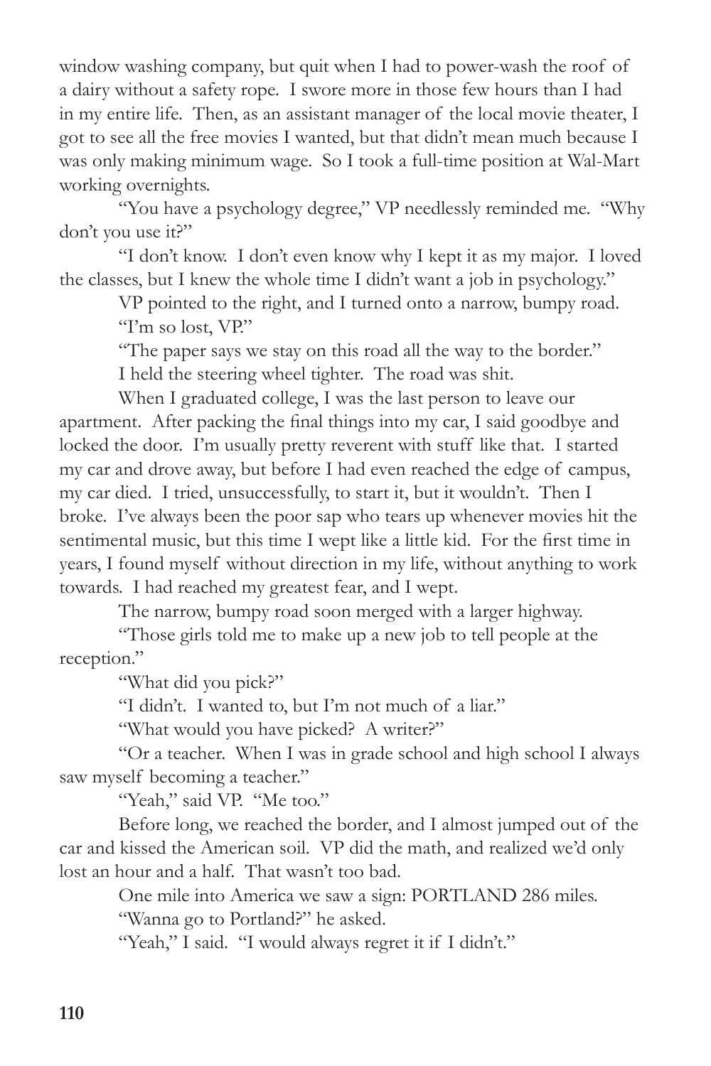window washing company, but quit when I had to power-wash the roof of a dairy without a safety rope. I swore more in those few hours than I had in my entire life. Then, as an assistant manager of the local movie theater, I got to see all the free movies I wanted, but that didn't mean much because I was only making minimum wage. So I took a full-time position at Wal-Mart working overnights.

"You have a psychology degree," VP needlessly reminded me. "Why don't you use it?"

"I don't know. I don't even know why I kept it as my major. I loved the classes, but I knew the whole time I didn't want a job in psychology."

VP pointed to the right, and I turned onto a narrow, bumpy road.

"I'm so lost, VP."

"The paper says we stay on this road all the way to the border."

I held the steering wheel tighter. The road was shit.

When I graduated college, I was the last person to leave our apartment. After packing the final things into my car, I said goodbye and locked the door. I'm usually pretty reverent with stuff like that. I started my car and drove away, but before I had even reached the edge of campus, my car died. I tried, unsuccessfully, to start it, but it wouldn't. Then I broke. I've always been the poor sap who tears up whenever movies hit the sentimental music, but this time I wept like a little kid. For the first time in years, I found myself without direction in my life, without anything to work towards. I had reached my greatest fear, and I wept.

The narrow, bumpy road soon merged with a larger highway.

"Those girls told me to make up a new job to tell people at the reception."

"What did you pick?"

"I didn't. I wanted to, but I'm not much of a liar."

"What would you have picked? A writer?"

"Or a teacher. When I was in grade school and high school I always saw myself becoming a teacher."

"Yeah," said VP. "Me too."

Before long, we reached the border, and I almost jumped out of the car and kissed the American soil. VP did the math, and realized we'd only lost an hour and a half. That wasn't too bad.

One mile into America we saw a sign: PORTLAND 286 miles.

"Wanna go to Portland?" he asked.

"Yeah," I said. "I would always regret it if I didn't."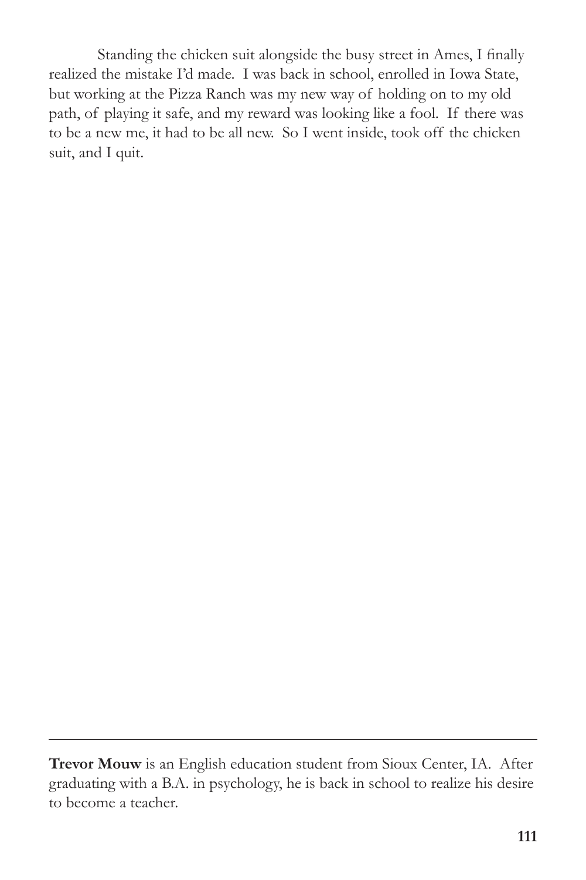Standing the chicken suit alongside the busy street in Ames, I finally realized the mistake I'd made. I was back in school, enrolled in Iowa State, but working at the Pizza Ranch was my new way of holding on to my old path, of playing it safe, and my reward was looking like a fool. If there was to be a new me, it had to be all new. So I went inside, took off the chicken suit, and I quit.

---

**Trevor Mouw** is an English education student from Sioux Center, IA. After graduating with a B.A. in psychology, he is back in school to realize his desire to become a teacher.